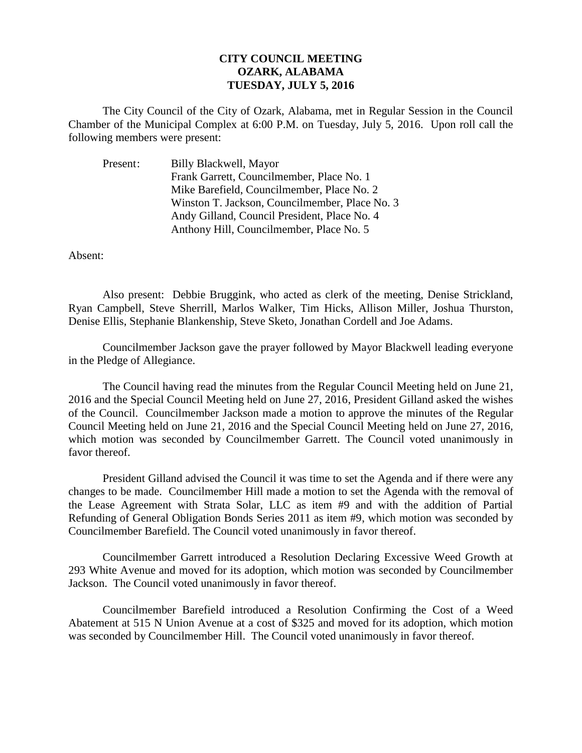**CITY COUNCIL MEETING**
**OZARK, ALABAMA**
**TUESDAY, JULY 5, 2016**

The City Council of the City of Ozark, Alabama, met in Regular Session in the Council Chamber of the Municipal Complex at 6:00 P.M. on Tuesday, July 5, 2016. Upon roll call the following members were present:

Present: Billy Blackwell, Mayor
Frank Garrett, Councilmember, Place No. 1
Mike Barefield, Councilmember, Place No. 2
Winston T. Jackson, Councilmember, Place No. 3
Andy Gilland, Council President, Place No. 4
Anthony Hill, Councilmember, Place No. 5

Absent:

Also present: Debbie Bruggink, who acted as clerk of the meeting, Denise Strickland, Ryan Campbell, Steve Sherrill, Marlos Walker, Tim Hicks, Allison Miller, Joshua Thurston, Denise Ellis, Stephanie Blankenship, Steve Sketo, Jonathan Cordell and Joe Adams.

Councilmember Jackson gave the prayer followed by Mayor Blackwell leading everyone in the Pledge of Allegiance.

The Council having read the minutes from the Regular Council Meeting held on June 21, 2016 and the Special Council Meeting held on June 27, 2016, President Gilland asked the wishes of the Council. Councilmember Jackson made a motion to approve the minutes of the Regular Council Meeting held on June 21, 2016 and the Special Council Meeting held on June 27, 2016, which motion was seconded by Councilmember Garrett. The Council voted unanimously in favor thereof.

President Gilland advised the Council it was time to set the Agenda and if there were any changes to be made. Councilmember Hill made a motion to set the Agenda with the removal of the Lease Agreement with Strata Solar, LLC as item #9 and with the addition of Partial Refunding of General Obligation Bonds Series 2011 as item #9, which motion was seconded by Councilmember Barefield. The Council voted unanimously in favor thereof.

Councilmember Garrett introduced a Resolution Declaring Excessive Weed Growth at 293 White Avenue and moved for its adoption, which motion was seconded by Councilmember Jackson. The Council voted unanimously in favor thereof.

Councilmember Barefield introduced a Resolution Confirming the Cost of a Weed Abatement at 515 N Union Avenue at a cost of $325 and moved for its adoption, which motion was seconded by Councilmember Hill. The Council voted unanimously in favor thereof.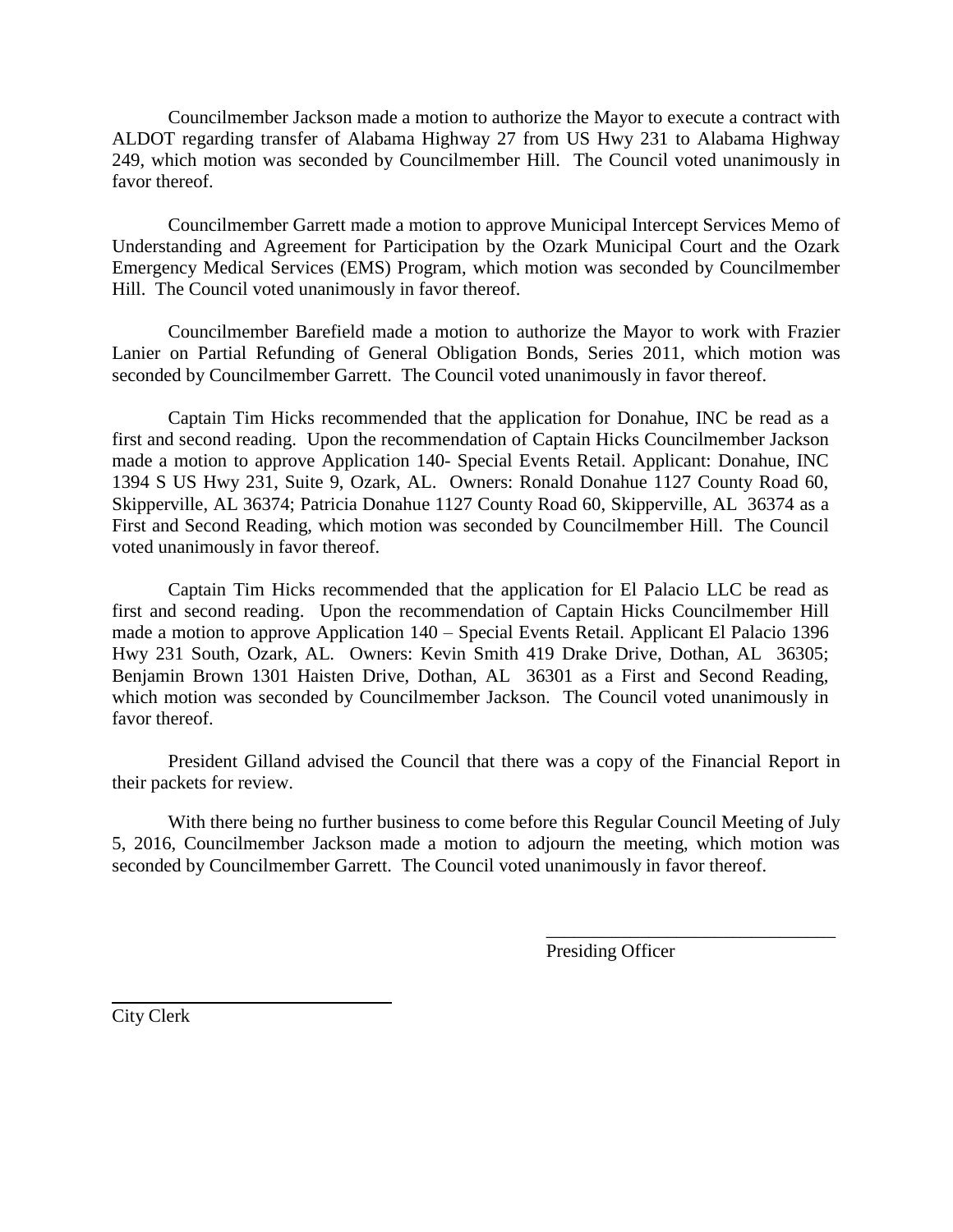Councilmember Jackson made a motion to authorize the Mayor to execute a contract with ALDOT regarding transfer of Alabama Highway 27 from US Hwy 231 to Alabama Highway 249, which motion was seconded by Councilmember Hill. The Council voted unanimously in favor thereof.

Councilmember Garrett made a motion to approve Municipal Intercept Services Memo of Understanding and Agreement for Participation by the Ozark Municipal Court and the Ozark Emergency Medical Services (EMS) Program, which motion was seconded by Councilmember Hill. The Council voted unanimously in favor thereof.

Councilmember Barefield made a motion to authorize the Mayor to work with Frazier Lanier on Partial Refunding of General Obligation Bonds, Series 2011, which motion was seconded by Councilmember Garrett. The Council voted unanimously in favor thereof.

Captain Tim Hicks recommended that the application for Donahue, INC be read as a first and second reading. Upon the recommendation of Captain Hicks Councilmember Jackson made a motion to approve Application 140- Special Events Retail. Applicant: Donahue, INC 1394 S US Hwy 231, Suite 9, Ozark, AL. Owners: Ronald Donahue 1127 County Road 60, Skipperville, AL 36374; Patricia Donahue 1127 County Road 60, Skipperville, AL 36374 as a First and Second Reading, which motion was seconded by Councilmember Hill. The Council voted unanimously in favor thereof.

Captain Tim Hicks recommended that the application for El Palacio LLC be read as first and second reading. Upon the recommendation of Captain Hicks Councilmember Hill made a motion to approve Application 140 – Special Events Retail. Applicant El Palacio 1396 Hwy 231 South, Ozark, AL. Owners: Kevin Smith 419 Drake Drive, Dothan, AL 36305; Benjamin Brown 1301 Haisten Drive, Dothan, AL 36301 as a First and Second Reading, which motion was seconded by Councilmember Jackson. The Council voted unanimously in favor thereof.

President Gilland advised the Council that there was a copy of the Financial Report in their packets for review.

With there being no further business to come before this Regular Council Meeting of July 5, 2016, Councilmember Jackson made a motion to adjourn the meeting, which motion was seconded by Councilmember Garrett. The Council voted unanimously in favor thereof.

\_\_\_\_\_\_\_\_\_\_\_\_\_\_\_\_\_\_\_\_\_\_\_\_\_\_\_\_\_\_\_\_

Presiding Officer

\_\_\_\_\_\_\_\_\_\_\_\_\_\_\_\_\_\_\_\_\_\_\_\_\_\_\_\_\_\_\_\_

City Clerk